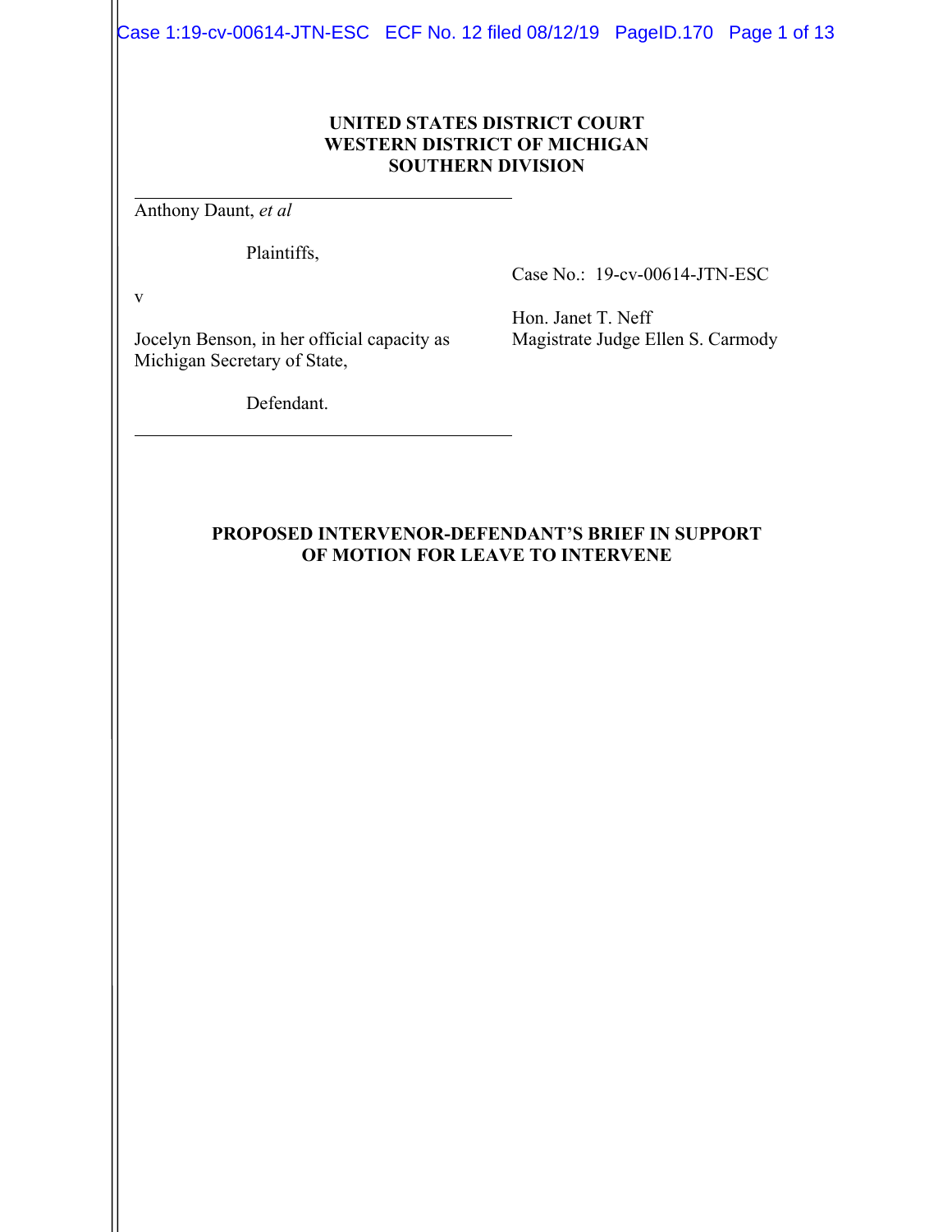**UNITED STATES DISTRICT COURT**
**WESTERN DISTRICT OF MICHIGAN**
**SOUTHERN DIVISION**

Anthony Daunt, *et al*

Plaintiffs,

v

Jocelyn Benson, in her official capacity as Michigan Secretary of State,

Defendant.

Case No.: 19-cv-00614-JTN-ESC

Hon. Janet T. Neff
Magistrate Judge Ellen S. Carmody

**PROPOSED INTERVENOR-DEFENDANT'S BRIEF IN SUPPORT OF MOTION FOR LEAVE TO INTERVENE**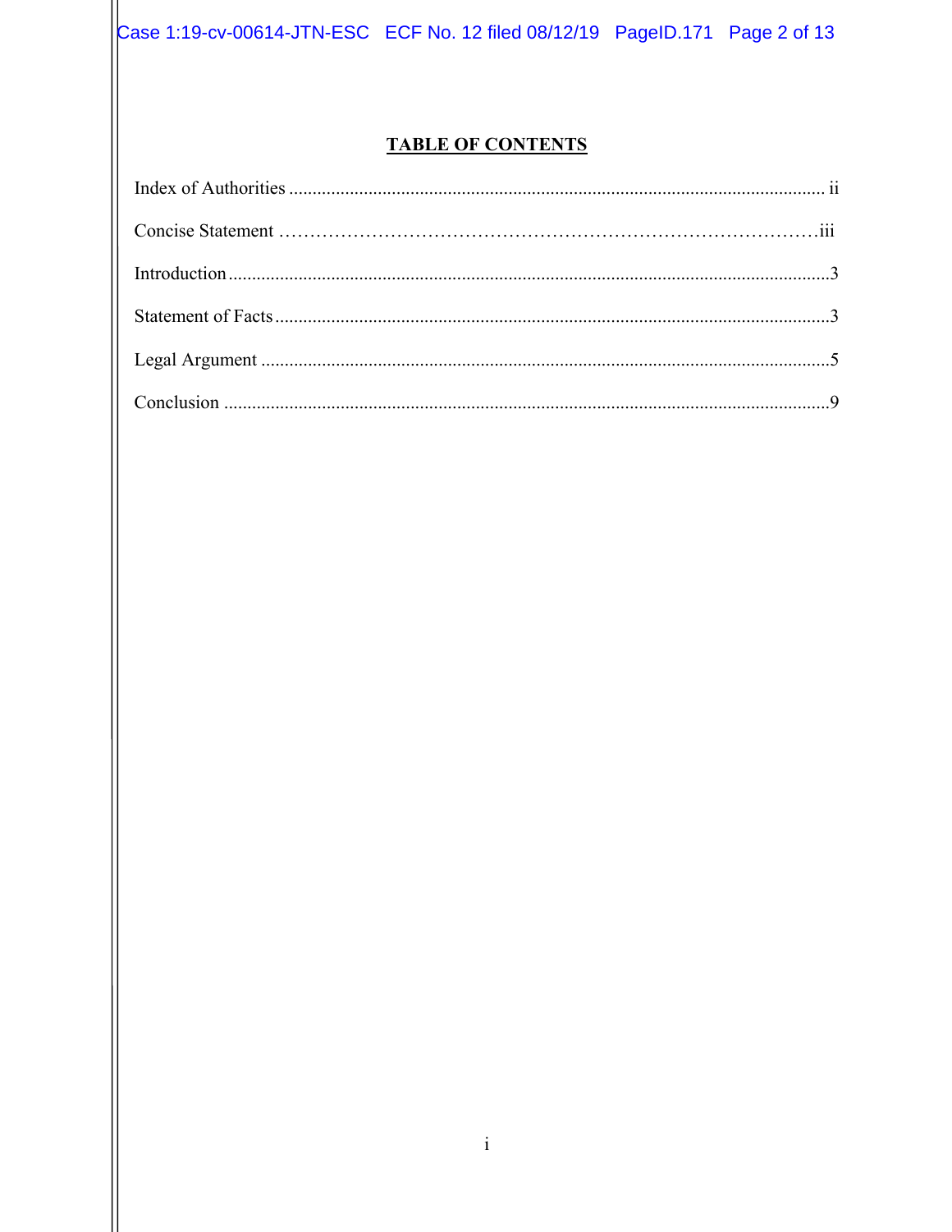# TABLE OF CONTENTS

| | |
|---|---|
| Index of Authorities | ii |
| Concise Statement | iii |
| Introduction | 3 |
| Statement of Facts | 3 |
| Legal Argument | 5 |
| Conclusion | 9 |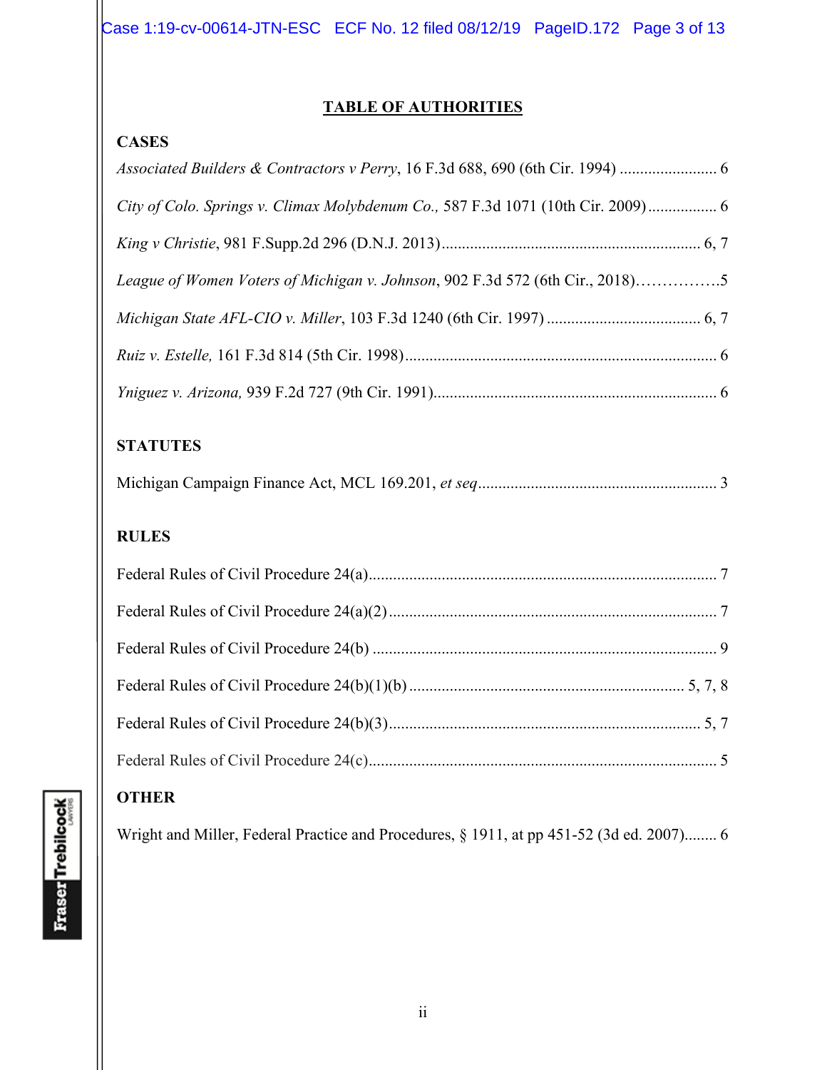## TABLE OF AUTHORITIES

### CASES

*Associated Builders & Contractors v Perry*, 16 F.3d 688, 690 (6th Cir. 1994) ........................ 6

*City of Colo. Springs v. Climax Molybdenum Co.,* 587 F.3d 1071 (10th Cir. 2009)................. 6

*King v Christie*, 981 F.Supp.2d 296 (D.N.J. 2013)................................................................ 6, 7

*League of Women Voters of Michigan v. Johnson*, 902 F.3d 572 (6th Cir., 2018)…………….5

*Michigan State AFL-CIO v. Miller*, 103 F.3d 1240 (6th Cir. 1997) ...................................... 6, 7

*Ruiz v. Estelle,* 161 F.3d 814 (5th Cir. 1998)............................................................................. 6

*Yniguez v. Arizona,* 939 F.2d 727 (9th Cir. 1991)...................................................................... 6

### STATUTES

Michigan Campaign Finance Act, MCL 169.201, *et seq*........................................................... 3

### RULES

Federal Rules of Civil Procedure 24(a)...................................................................................... 7

Federal Rules of Civil Procedure 24(a)(2) ................................................................................. 7

Federal Rules of Civil Procedure 24(b) ..................................................................................... 9

Federal Rules of Civil Procedure 24(b)(1)(b) .................................................................... 5, 7, 8

Federal Rules of Civil Procedure 24(b)(3)............................................................................. 5, 7

Federal Rules of Civil Procedure 24(c)...................................................................................... 5

### OTHER

Wright and Miller, Federal Practice and Procedures, § 1911, at pp 451-52 (3d ed. 2007)........ 6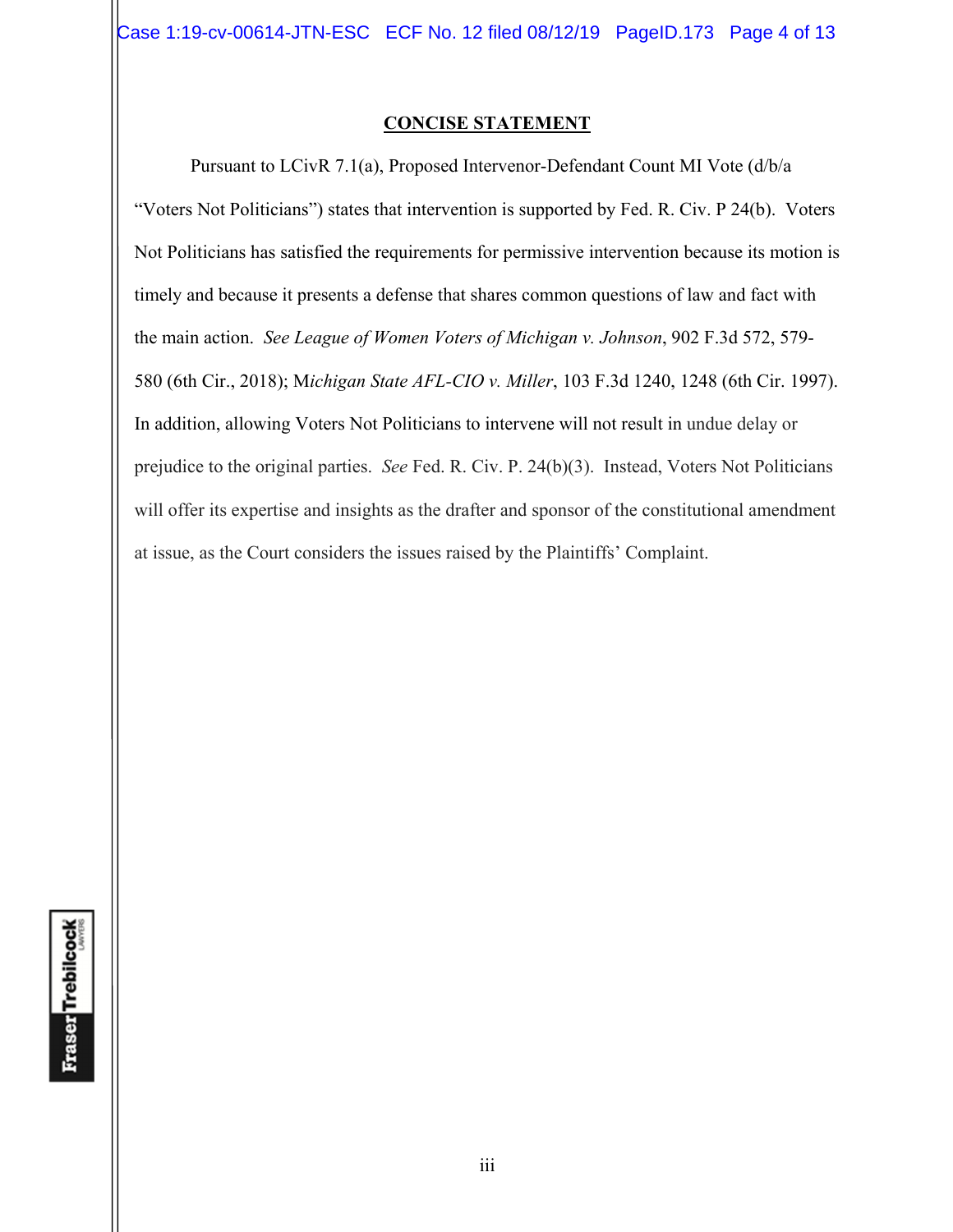## **CONCISE STATEMENT**

Pursuant to LCivR 7.1(a), Proposed Intervenor-Defendant Count MI Vote (d/b/a "Voters Not Politicians") states that intervention is supported by Fed. R. Civ. P 24(b). Voters Not Politicians has satisfied the requirements for permissive intervention because its motion is timely and because it presents a defense that shares common questions of law and fact with the main action. *See League of Women Voters of Michigan v. Johnson*, 902 F.3d 572, 579-580 (6th Cir., 2018); M*ichigan State AFL-CIO v. Miller*, 103 F.3d 1240, 1248 (6th Cir. 1997). In addition, allowing Voters Not Politicians to intervene will not result in undue delay or prejudice to the original parties. *See* Fed. R. Civ. P. 24(b)(3). Instead, Voters Not Politicians will offer its expertise and insights as the drafter and sponsor of the constitutional amendment at issue, as the Court considers the issues raised by the Plaintiffs' Complaint.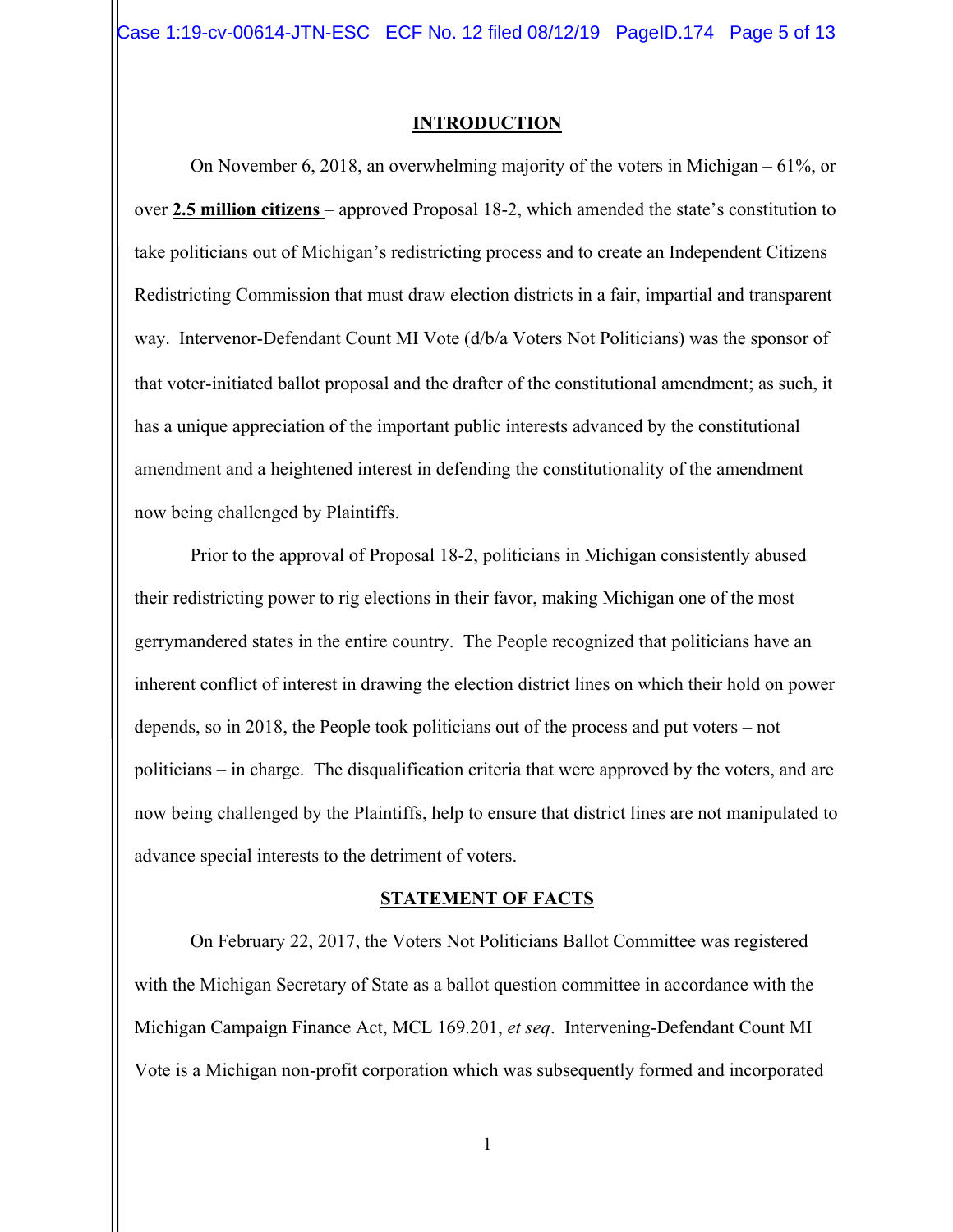## INTRODUCTION

On November 6, 2018, an overwhelming majority of the voters in Michigan – 61%, or over **2.5 million citizens** – approved Proposal 18-2, which amended the state's constitution to take politicians out of Michigan's redistricting process and to create an Independent Citizens Redistricting Commission that must draw election districts in a fair, impartial and transparent way. Intervenor-Defendant Count MI Vote (d/b/a Voters Not Politicians) was the sponsor of that voter-initiated ballot proposal and the drafter of the constitutional amendment; as such, it has a unique appreciation of the important public interests advanced by the constitutional amendment and a heightened interest in defending the constitutionality of the amendment now being challenged by Plaintiffs.

Prior to the approval of Proposal 18-2, politicians in Michigan consistently abused their redistricting power to rig elections in their favor, making Michigan one of the most gerrymandered states in the entire country. The People recognized that politicians have an inherent conflict of interest in drawing the election district lines on which their hold on power depends, so in 2018, the People took politicians out of the process and put voters – not politicians – in charge. The disqualification criteria that were approved by the voters, and are now being challenged by the Plaintiffs, help to ensure that district lines are not manipulated to advance special interests to the detriment of voters.

## STATEMENT OF FACTS

On February 22, 2017, the Voters Not Politicians Ballot Committee was registered with the Michigan Secretary of State as a ballot question committee in accordance with the Michigan Campaign Finance Act, MCL 169.201, *et seq*. Intervening-Defendant Count MI Vote is a Michigan non-profit corporation which was subsequently formed and incorporated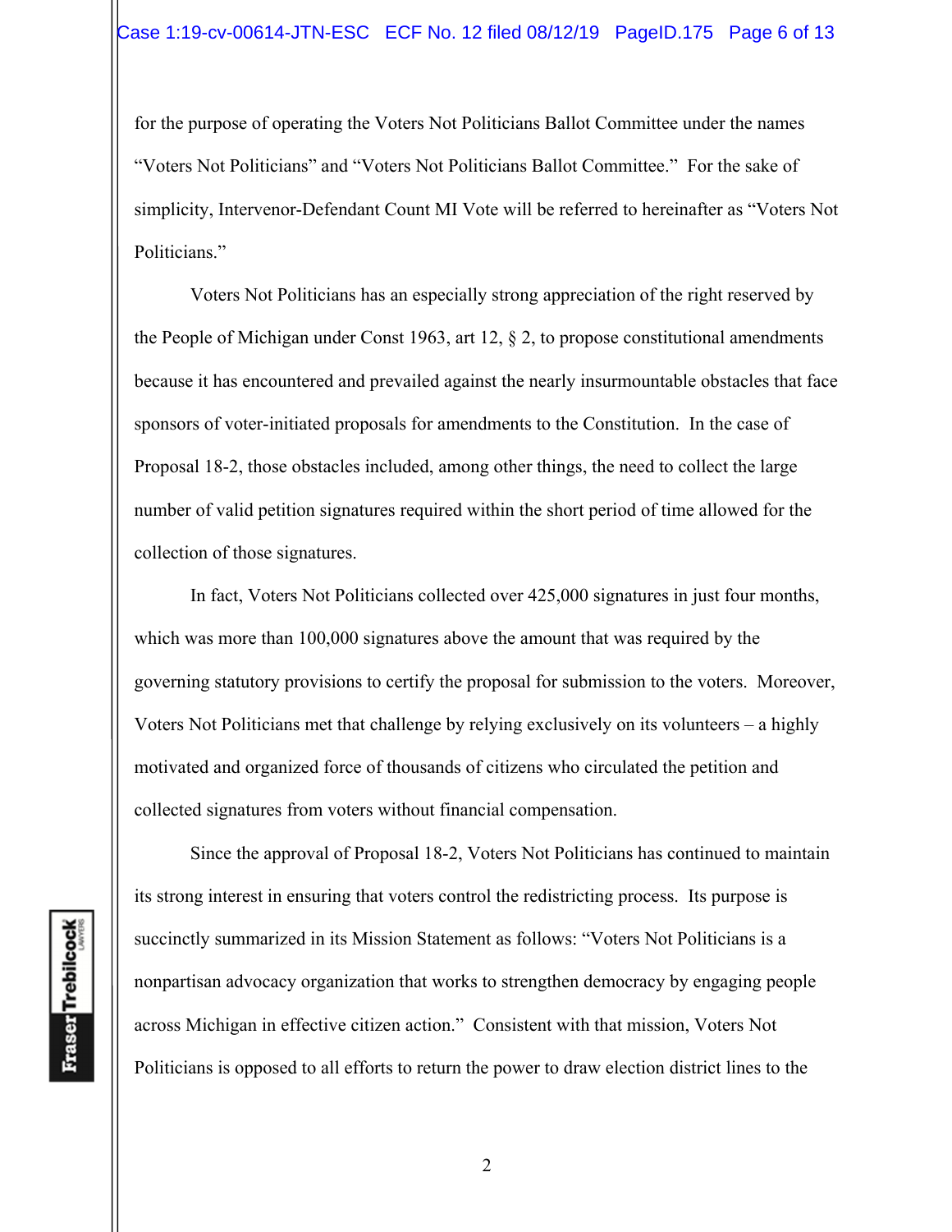for the purpose of operating the Voters Not Politicians Ballot Committee under the names "Voters Not Politicians" and "Voters Not Politicians Ballot Committee." For the sake of simplicity, Intervenor-Defendant Count MI Vote will be referred to hereinafter as "Voters Not Politicians."

Voters Not Politicians has an especially strong appreciation of the right reserved by the People of Michigan under Const 1963, art 12, § 2, to propose constitutional amendments because it has encountered and prevailed against the nearly insurmountable obstacles that face sponsors of voter-initiated proposals for amendments to the Constitution. In the case of Proposal 18-2, those obstacles included, among other things, the need to collect the large number of valid petition signatures required within the short period of time allowed for the collection of those signatures.

In fact, Voters Not Politicians collected over 425,000 signatures in just four months, which was more than 100,000 signatures above the amount that was required by the governing statutory provisions to certify the proposal for submission to the voters. Moreover, Voters Not Politicians met that challenge by relying exclusively on its volunteers – a highly motivated and organized force of thousands of citizens who circulated the petition and collected signatures from voters without financial compensation.

Since the approval of Proposal 18-2, Voters Not Politicians has continued to maintain its strong interest in ensuring that voters control the redistricting process. Its purpose is succinctly summarized in its Mission Statement as follows: "Voters Not Politicians is a nonpartisan advocacy organization that works to strengthen democracy by engaging people across Michigan in effective citizen action." Consistent with that mission, Voters Not Politicians is opposed to all efforts to return the power to draw election district lines to the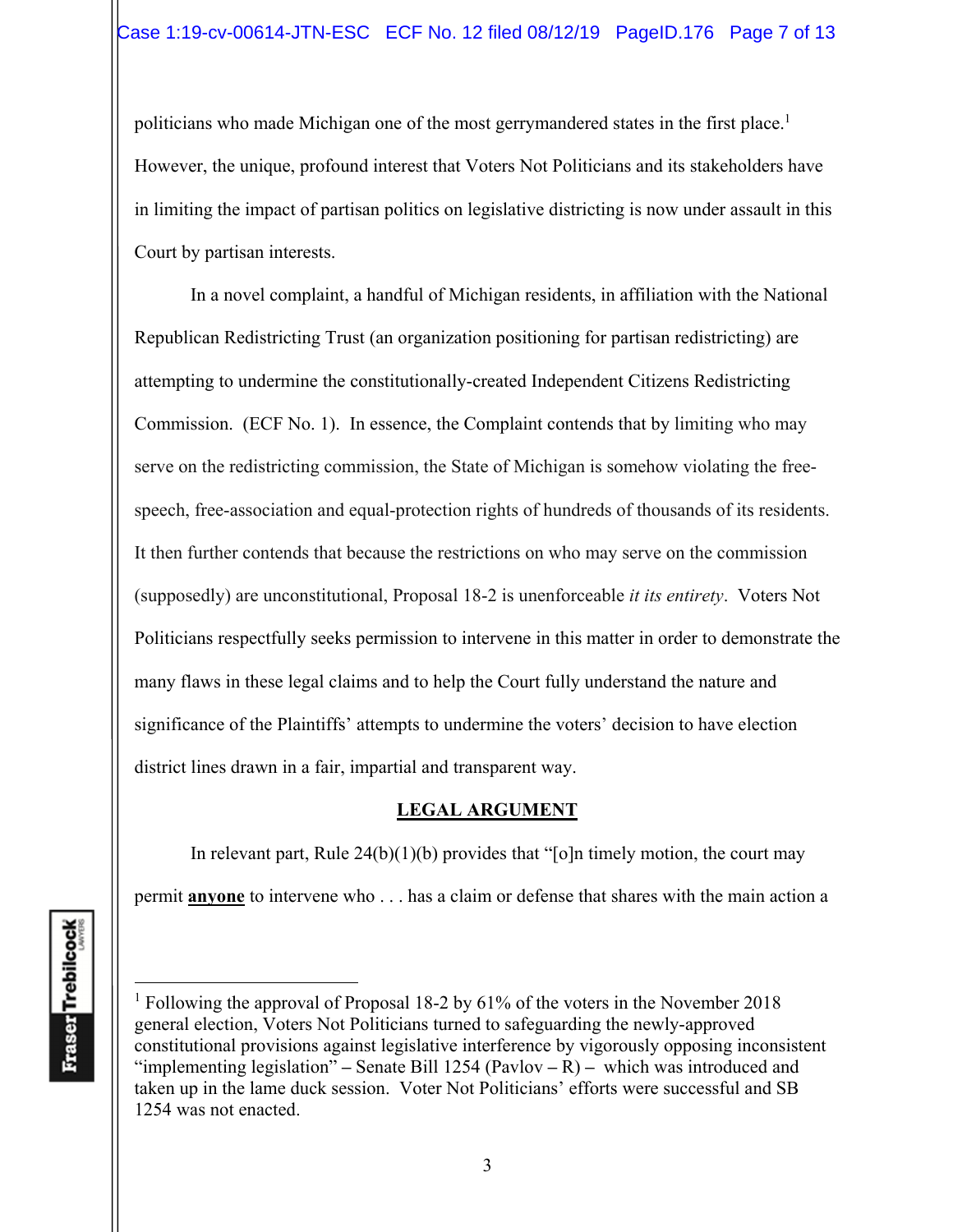politicians who made Michigan one of the most gerrymandered states in the first place.[1] However, the unique, profound interest that Voters Not Politicians and its stakeholders have in limiting the impact of partisan politics on legislative districting is now under assault in this Court by partisan interests.

In a novel complaint, a handful of Michigan residents, in affiliation with the National Republican Redistricting Trust (an organization positioning for partisan redistricting) are attempting to undermine the constitutionally-created Independent Citizens Redistricting Commission. (ECF No. 1). In essence, the Complaint contends that by limiting who may serve on the redistricting commission, the State of Michigan is somehow violating the free-speech, free-association and equal-protection rights of hundreds of thousands of its residents. It then further contends that because the restrictions on who may serve on the commission (supposedly) are unconstitutional, Proposal 18-2 is unenforceable *it its entirety*. Voters Not Politicians respectfully seeks permission to intervene in this matter in order to demonstrate the many flaws in these legal claims and to help the Court fully understand the nature and significance of the Plaintiffs' attempts to undermine the voters' decision to have election district lines drawn in a fair, impartial and transparent way.

## LEGAL ARGUMENT

In relevant part, Rule 24(b)(1)(b) provides that "[o]n timely motion, the court may permit **anyone** to intervene who . . . has a claim or defense that shares with the main action a

---

[1] Following the approval of Proposal 18-2 by 61% of the voters in the November 2018 general election, Voters Not Politicians turned to safeguarding the newly-approved constitutional provisions against legislative interference by vigorously opposing inconsistent "implementing legislation" – Senate Bill 1254 (Pavlov – R) – which was introduced and taken up in the lame duck session. Voter Not Politicians' efforts were successful and SB 1254 was not enacted.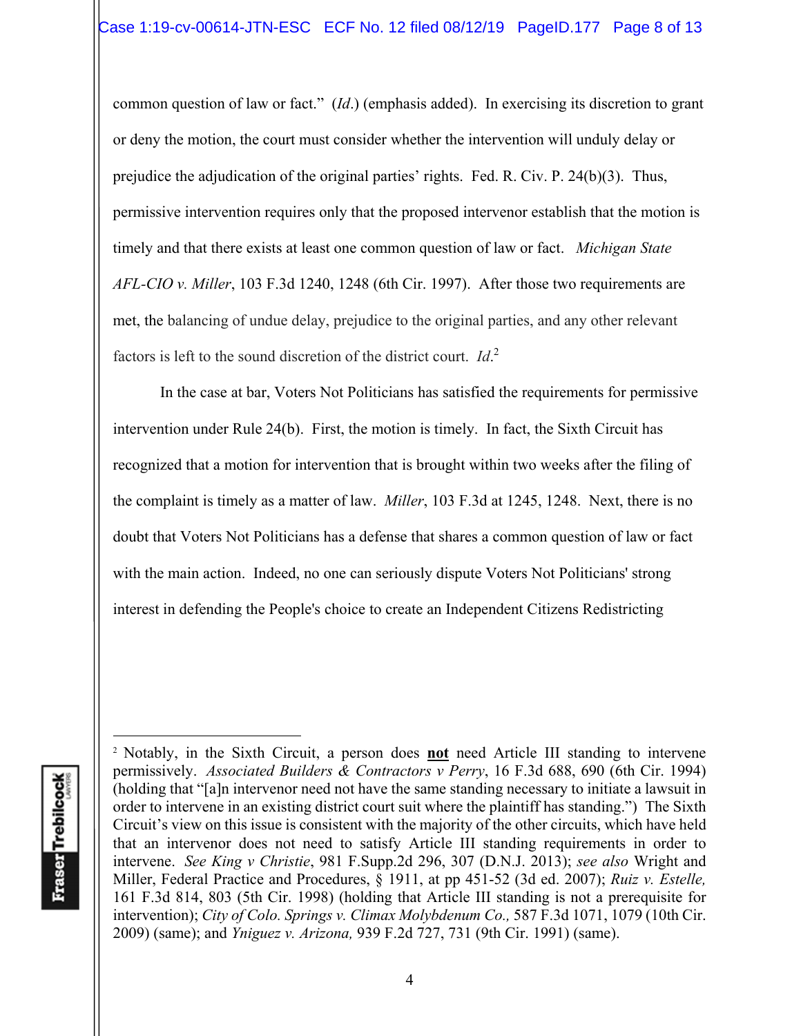common question of law or fact." (*Id.*) (emphasis added). In exercising its discretion to grant or deny the motion, the court must consider whether the intervention will unduly delay or prejudice the adjudication of the original parties' rights. Fed. R. Civ. P. 24(b)(3). Thus, permissive intervention requires only that the proposed intervenor establish that the motion is timely and that there exists at least one common question of law or fact. *Michigan State AFL-CIO v. Miller*, 103 F.3d 1240, 1248 (6th Cir. 1997). After those two requirements are met, the balancing of undue delay, prejudice to the original parties, and any other relevant factors is left to the sound discretion of the district court. *Id.*[2]

In the case at bar, Voters Not Politicians has satisfied the requirements for permissive intervention under Rule 24(b). First, the motion is timely. In fact, the Sixth Circuit has recognized that a motion for intervention that is brought within two weeks after the filing of the complaint is timely as a matter of law. *Miller*, 103 F.3d at 1245, 1248. Next, there is no doubt that Voters Not Politicians has a defense that shares a common question of law or fact with the main action. Indeed, no one can seriously dispute Voters Not Politicians' strong interest in defending the People's choice to create an Independent Citizens Redistricting

---

[2] Notably, in the Sixth Circuit, a person does **not** need Article III standing to intervene permissively. *Associated Builders & Contractors v Perry*, 16 F.3d 688, 690 (6th Cir. 1994) (holding that "[a]n intervenor need not have the same standing necessary to initiate a lawsuit in order to intervene in an existing district court suit where the plaintiff has standing.") The Sixth Circuit's view on this issue is consistent with the majority of the other circuits, which have held that an intervenor does not need to satisfy Article III standing requirements in order to intervene. *See King v Christie*, 981 F.Supp.2d 296, 307 (D.N.J. 2013); *see also* Wright and Miller, Federal Practice and Procedures, § 1911, at pp 451-52 (3d ed. 2007); *Ruiz v. Estelle,* 161 F.3d 814, 803 (5th Cir. 1998) (holding that Article III standing is not a prerequisite for intervention); *City of Colo. Springs v. Climax Molybdenum Co.,* 587 F.3d 1071, 1079 (10th Cir. 2009) (same); and *Yniguez v. Arizona,* 939 F.2d 727, 731 (9th Cir. 1991) (same).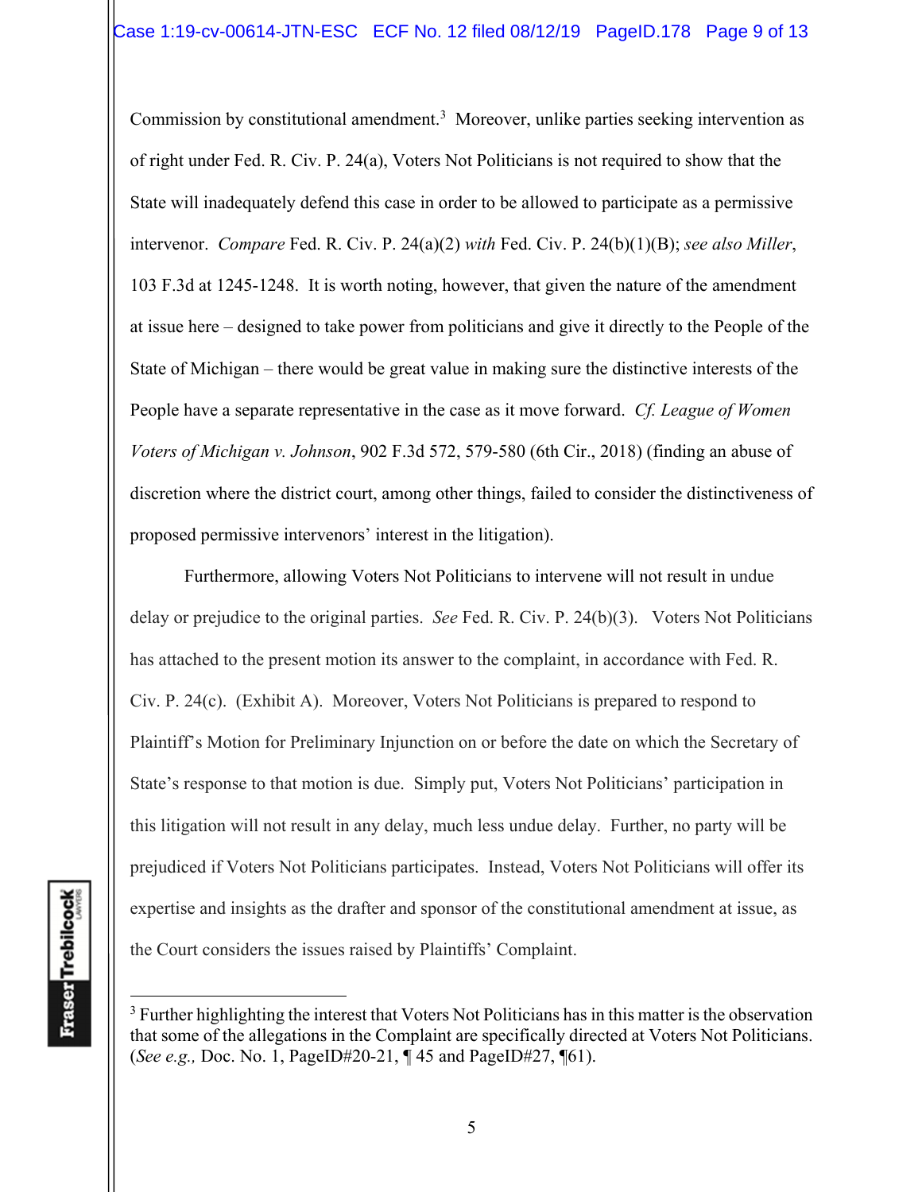Commission by constitutional amendment.[3] Moreover, unlike parties seeking intervention as of right under Fed. R. Civ. P. 24(a), Voters Not Politicians is not required to show that the State will inadequately defend this case in order to be allowed to participate as a permissive intervenor. *Compare* Fed. R. Civ. P. 24(a)(2) *with* Fed. Civ. P. 24(b)(1)(B); *see also Miller*, 103 F.3d at 1245-1248. It is worth noting, however, that given the nature of the amendment at issue here – designed to take power from politicians and give it directly to the People of the State of Michigan – there would be great value in making sure the distinctive interests of the People have a separate representative in the case as it move forward. *Cf. League of Women Voters of Michigan v. Johnson*, 902 F.3d 572, 579-580 (6th Cir., 2018) (finding an abuse of discretion where the district court, among other things, failed to consider the distinctiveness of proposed permissive intervenors' interest in the litigation).

Furthermore, allowing Voters Not Politicians to intervene will not result in undue delay or prejudice to the original parties. *See* Fed. R. Civ. P. 24(b)(3). Voters Not Politicians has attached to the present motion its answer to the complaint, in accordance with Fed. R. Civ. P. 24(c). (Exhibit A). Moreover, Voters Not Politicians is prepared to respond to Plaintiff's Motion for Preliminary Injunction on or before the date on which the Secretary of State's response to that motion is due. Simply put, Voters Not Politicians' participation in this litigation will not result in any delay, much less undue delay. Further, no party will be prejudiced if Voters Not Politicians participates. Instead, Voters Not Politicians will offer its expertise and insights as the drafter and sponsor of the constitutional amendment at issue, as the Court considers the issues raised by Plaintiffs' Complaint.

---

[3] Further highlighting the interest that Voters Not Politicians has in this matter is the observation that some of the allegations in the Complaint are specifically directed at Voters Not Politicians. (*See e.g.,* Doc. No. 1, PageID#20-21, ¶ 45 and PageID#27, ¶61).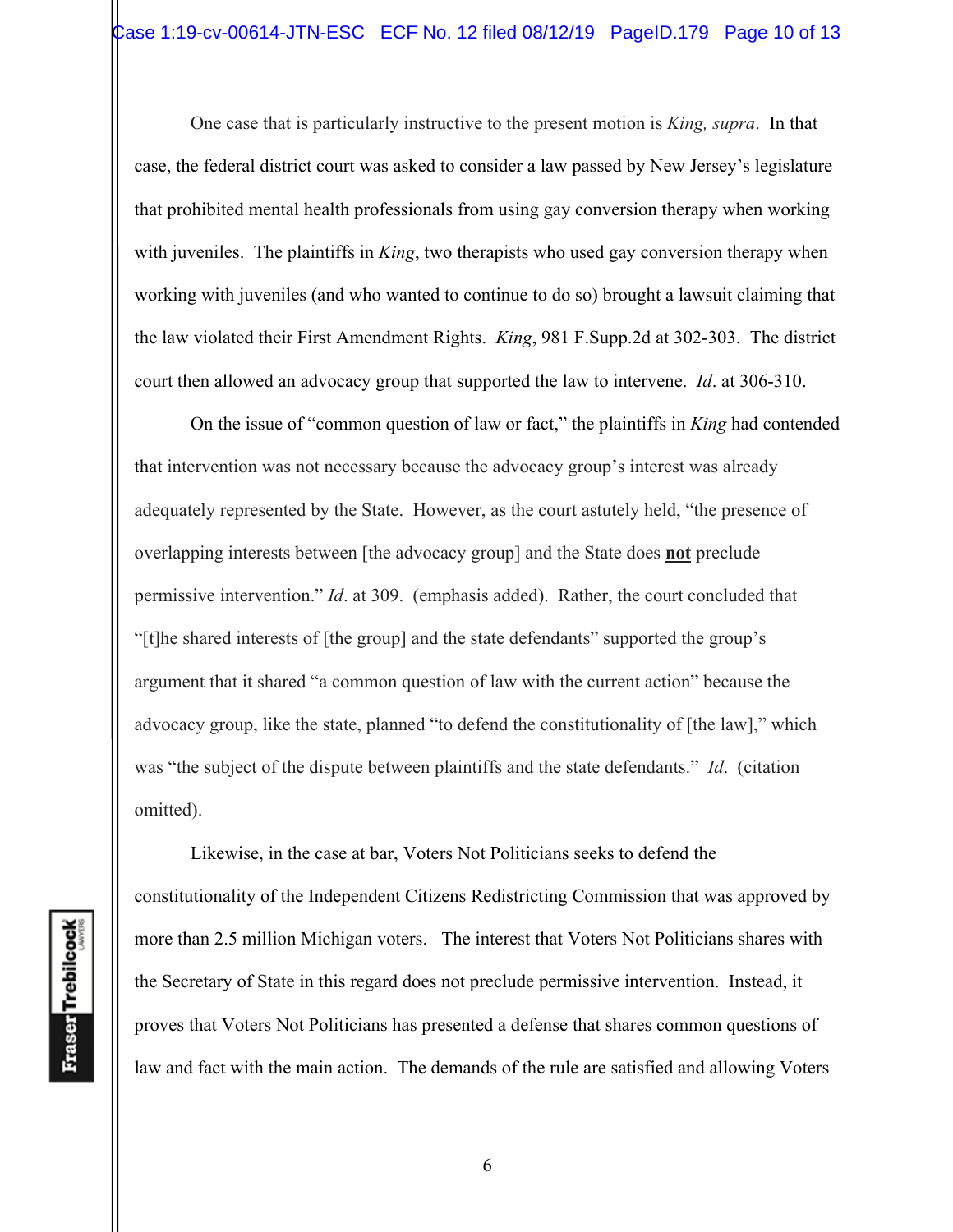One case that is particularly instructive to the present motion is *King, supra*. In that case, the federal district court was asked to consider a law passed by New Jersey's legislature that prohibited mental health professionals from using gay conversion therapy when working with juveniles. The plaintiffs in *King*, two therapists who used gay conversion therapy when working with juveniles (and who wanted to continue to do so) brought a lawsuit claiming that the law violated their First Amendment Rights. *King*, 981 F.Supp.2d at 302-303. The district court then allowed an advocacy group that supported the law to intervene. *Id*. at 306-310.

On the issue of "common question of law or fact," the plaintiffs in *King* had contended that intervention was not necessary because the advocacy group's interest was already adequately represented by the State. However, as the court astutely held, "the presence of overlapping interests between [the advocacy group] and the State does **not** preclude permissive intervention." *Id*. at 309. (emphasis added). Rather, the court concluded that "[t]he shared interests of [the group] and the state defendants" supported the group's argument that it shared "a common question of law with the current action" because the advocacy group, like the state, planned "to defend the constitutionality of [the law]," which was "the subject of the dispute between plaintiffs and the state defendants." *Id*. (citation omitted).

Likewise, in the case at bar, Voters Not Politicians seeks to defend the constitutionality of the Independent Citizens Redistricting Commission that was approved by more than 2.5 million Michigan voters. The interest that Voters Not Politicians shares with the Secretary of State in this regard does not preclude permissive intervention. Instead, it proves that Voters Not Politicians has presented a defense that shares common questions of law and fact with the main action. The demands of the rule are satisfied and allowing Voters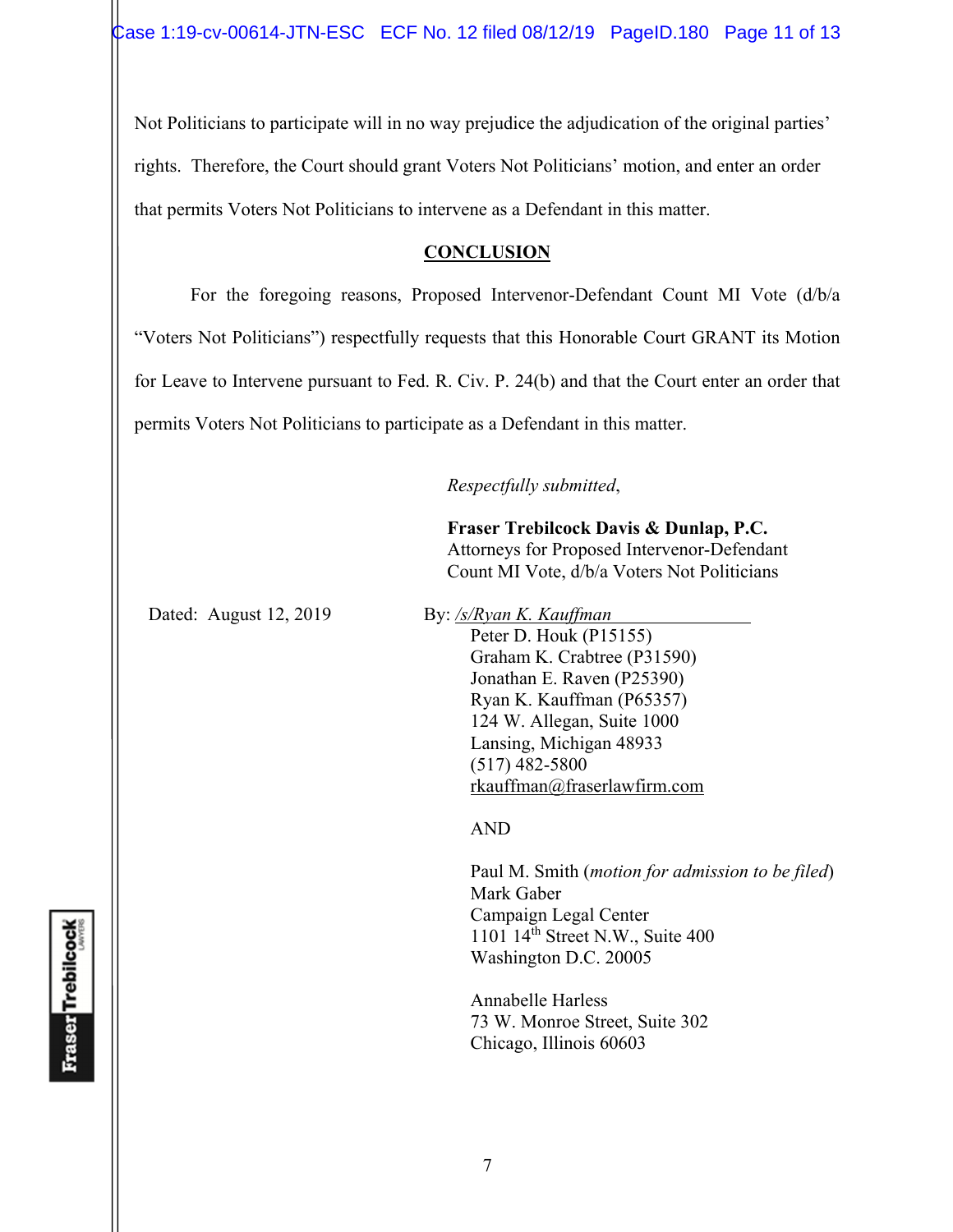Not Politicians to participate will in no way prejudice the adjudication of the original parties' rights. Therefore, the Court should grant Voters Not Politicians' motion, and enter an order that permits Voters Not Politicians to intervene as a Defendant in this matter.

## CONCLUSION

For the foregoing reasons, Proposed Intervenor-Defendant Count MI Vote (d/b/a "Voters Not Politicians") respectfully requests that this Honorable Court GRANT its Motion for Leave to Intervene pursuant to Fed. R. Civ. P. 24(b) and that the Court enter an order that permits Voters Not Politicians to participate as a Defendant in this matter.

*Respectfully submitted*,

**Fraser Trebilcock Davis & Dunlap, P.C.**
Attorneys for Proposed Intervenor-Defendant
Count MI Vote, d/b/a Voters Not Politicians

Dated: August 12, 2019

By: */s/Ryan K. Kauffman*
Peter D. Houk (P15155)
Graham K. Crabtree (P31590)
Jonathan E. Raven (P25390)
Ryan K. Kauffman (P65357)
124 W. Allegan, Suite 1000
Lansing, Michigan 48933
(517) 482-5800
rkauffman@fraserlawfirm.com

AND

Paul M. Smith (*motion for admission to be filed*)
Mark Gaber
Campaign Legal Center
1101 14th Street N.W., Suite 400
Washington D.C. 20005

Annabelle Harless
73 W. Monroe Street, Suite 302
Chicago, Illinois 60603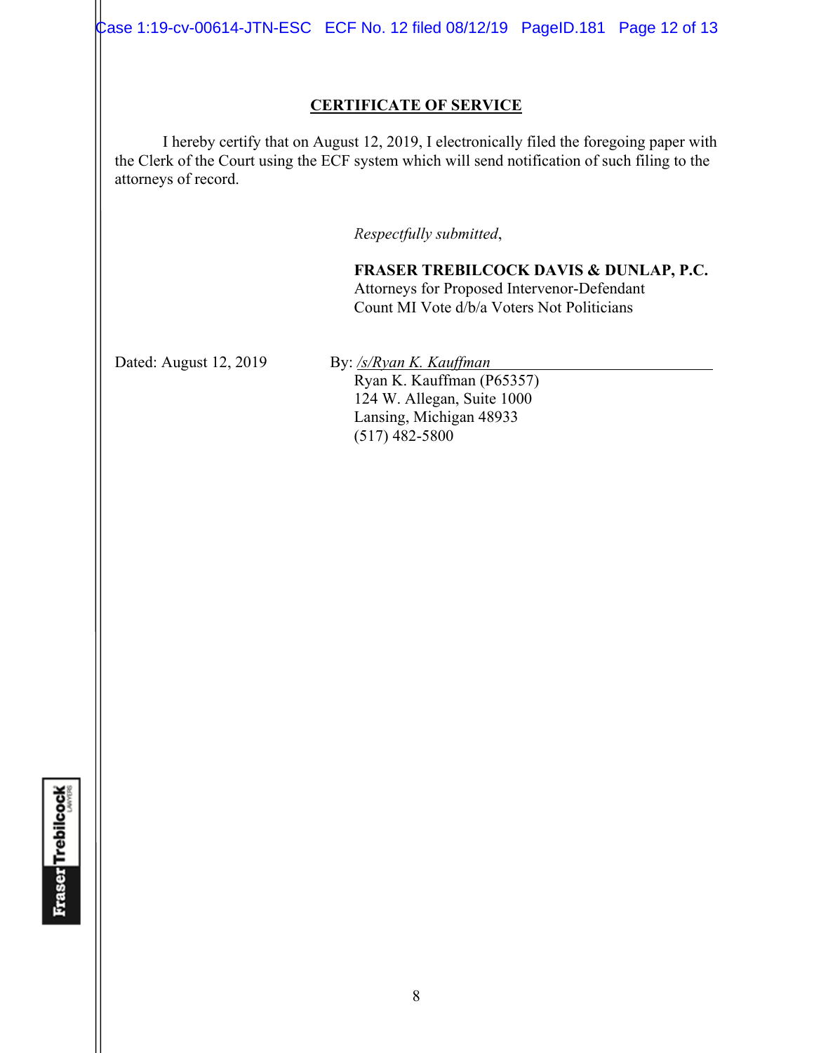## CERTIFICATE OF SERVICE

I hereby certify that on August 12, 2019, I electronically filed the foregoing paper with the Clerk of the Court using the ECF system which will send notification of such filing to the attorneys of record.

*Respectfully submitted*,

**FRASER TREBILCOCK DAVIS & DUNLAP, P.C.**
Attorneys for Proposed Intervenor-Defendant
Count MI Vote d/b/a Voters Not Politicians

Dated: August 12, 2019

By: */s/Ryan K. Kauffman*
Ryan K. Kauffman (P65357)
124 W. Allegan, Suite 1000
Lansing, Michigan 48933
(517) 482-5800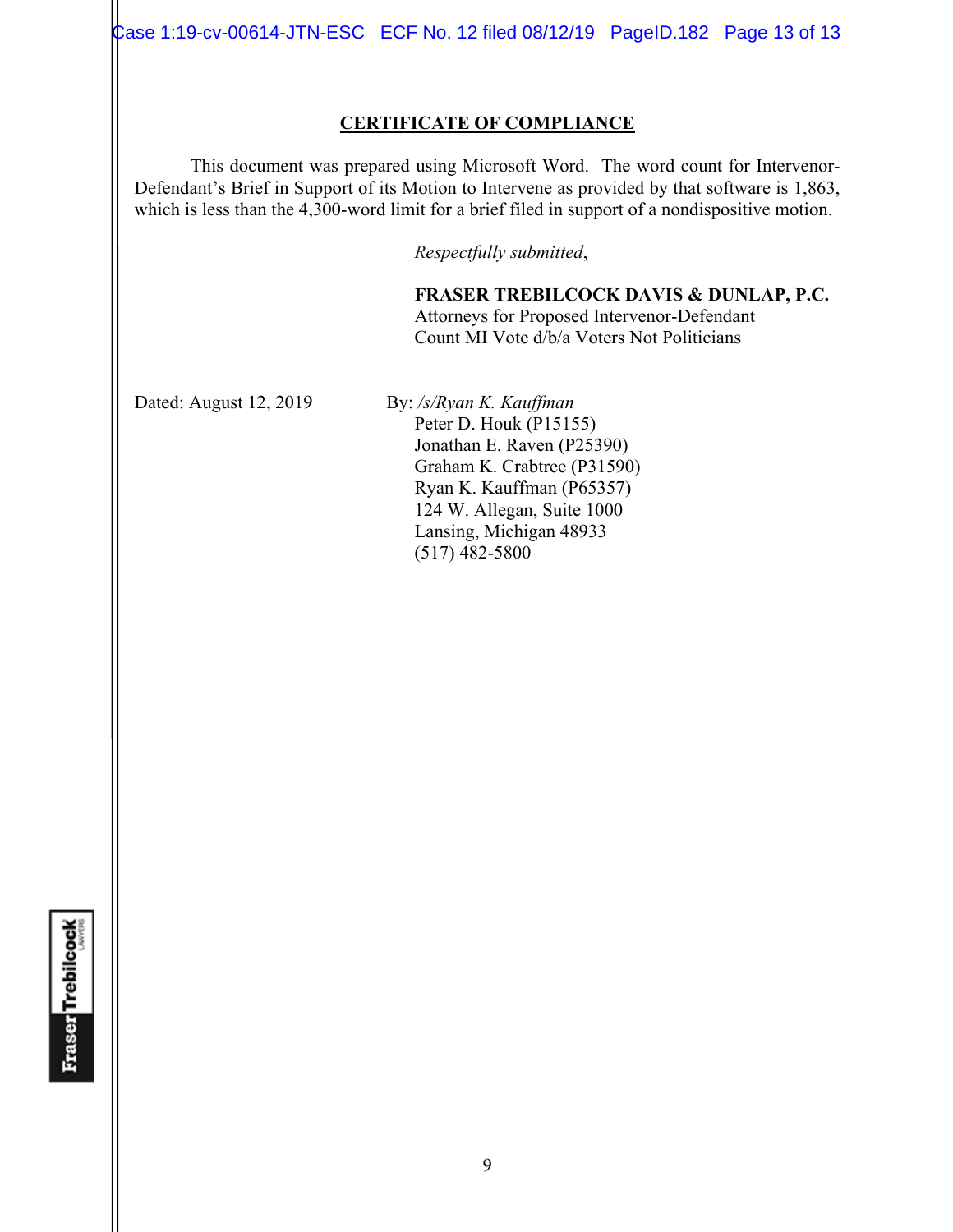## CERTIFICATE OF COMPLIANCE

This document was prepared using Microsoft Word. The word count for Intervenor-Defendant's Brief in Support of its Motion to Intervene as provided by that software is 1,863, which is less than the 4,300-word limit for a brief filed in support of a nondispositive motion.

*Respectfully submitted*,

**FRASER TREBILCOCK DAVIS & DUNLAP, P.C.**
Attorneys for Proposed Intervenor-Defendant
Count MI Vote d/b/a Voters Not Politicians

Dated: August 12, 2019

By: */s/Ryan K. Kauffman*
Peter D. Houk (P15155)
Jonathan E. Raven (P25390)
Graham K. Crabtree (P31590)
Ryan K. Kauffman (P65357)
124 W. Allegan, Suite 1000
Lansing, Michigan 48933
(517) 482-5800